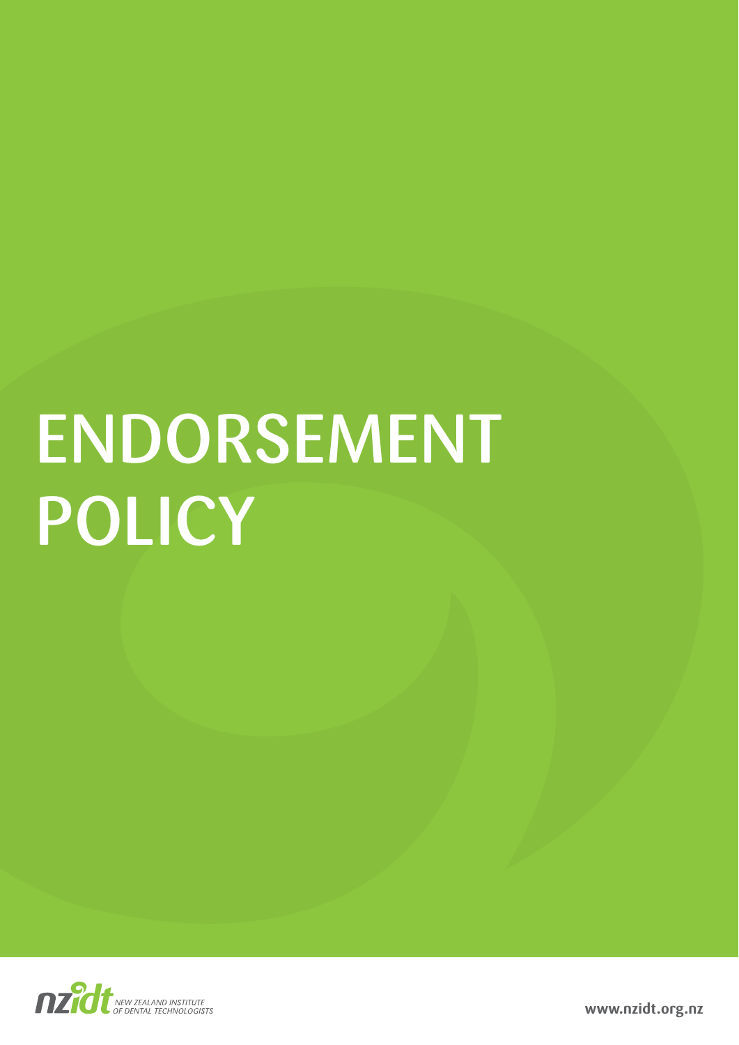# ENDORSEMENT POLICY

NZIDT NEW ZEALAND INSTITUTE OF DENTAL TECHNOLOGISTS

www.nzidt.org.nz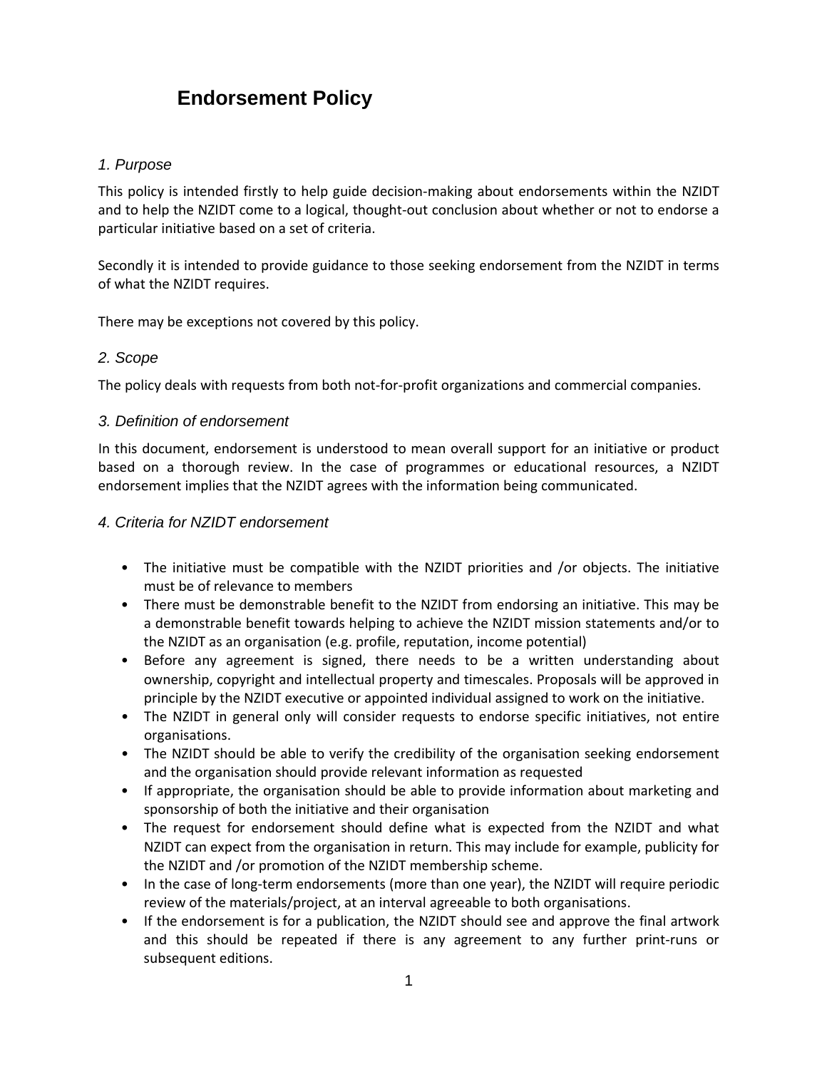# Endorsement Policy

### *1. Purpose*

This policy is intended firstly to help guide decision-making about endorsements within the NZIDT and to help the NZIDT come to a logical, thought-out conclusion about whether or not to endorse a particular initiative based on a set of criteria.

Secondly it is intended to provide guidance to those seeking endorsement from the NZIDT in terms of what the NZIDT requires.

There may be exceptions not covered by this policy.

### *2. Scope*

The policy deals with requests from both not-for-profit organizations and commercial companies.

### *3. Definition of endorsement*

In this document, endorsement is understood to mean overall support for an initiative or product based on a thorough review. In the case of programmes or educational resources, a NZIDT endorsement implies that the NZIDT agrees with the information being communicated.

### *4. Criteria for NZIDT endorsement*

- The initiative must be compatible with the NZIDT priorities and /or objects. The initiative must be of relevance to members
- There must be demonstrable benefit to the NZIDT from endorsing an initiative. This may be a demonstrable benefit towards helping to achieve the NZIDT mission statements and/or to the NZIDT as an organisation (e.g. profile, reputation, income potential)
- Before any agreement is signed, there needs to be a written understanding about ownership, copyright and intellectual property and timescales. Proposals will be approved in principle by the NZIDT executive or appointed individual assigned to work on the initiative.
- The NZIDT in general only will consider requests to endorse specific initiatives, not entire organisations.
- The NZIDT should be able to verify the credibility of the organisation seeking endorsement and the organisation should provide relevant information as requested
- If appropriate, the organisation should be able to provide information about marketing and sponsorship of both the initiative and their organisation
- The request for endorsement should define what is expected from the NZIDT and what NZIDT can expect from the organisation in return. This may include for example, publicity for the NZIDT and /or promotion of the NZIDT membership scheme.
- In the case of long-term endorsements (more than one year), the NZIDT will require periodic review of the materials/project, at an interval agreeable to both organisations.
- If the endorsement is for a publication, the NZIDT should see and approve the final artwork and this should be repeated if there is any agreement to any further print-runs or subsequent editions.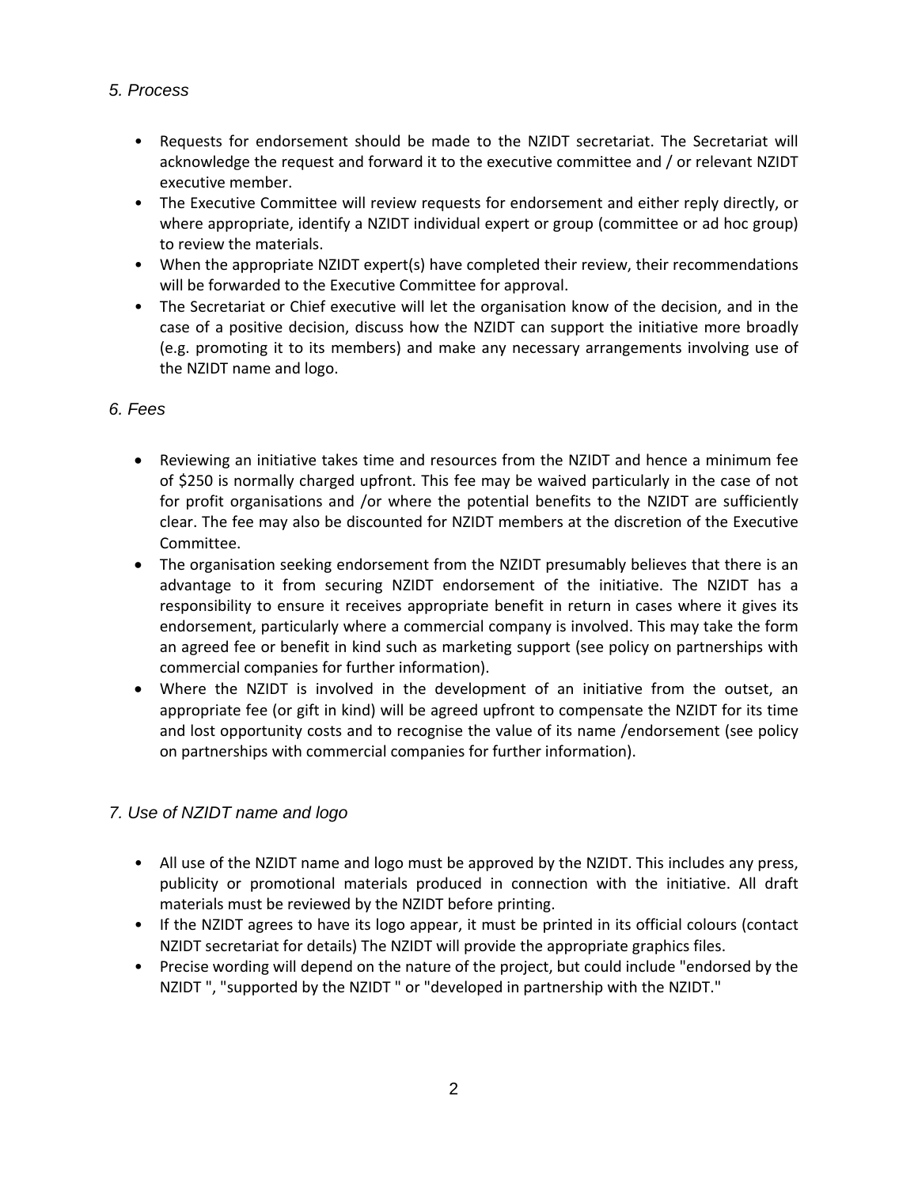## *5. Process*

- Requests for endorsement should be made to the NZIDT secretariat. The Secretariat will acknowledge the request and forward it to the executive committee and / or relevant NZIDT executive member.
- The Executive Committee will review requests for endorsement and either reply directly, or where appropriate, identify a NZIDT individual expert or group (committee or ad hoc group) to review the materials.
- When the appropriate NZIDT expert(s) have completed their review, their recommendations will be forwarded to the Executive Committee for approval.
- The Secretariat or Chief executive will let the organisation know of the decision, and in the case of a positive decision, discuss how the NZIDT can support the initiative more broadly (e.g. promoting it to its members) and make any necessary arrangements involving use of the NZIDT name and logo.

## *6. Fees*

- Reviewing an initiative takes time and resources from the NZIDT and hence a minimum fee of $250 is normally charged upfront. This fee may be waived particularly in the case of not for profit organisations and /or where the potential benefits to the NZIDT are sufficiently clear. The fee may also be discounted for NZIDT members at the discretion of the Executive Committee.
- The organisation seeking endorsement from the NZIDT presumably believes that there is an advantage to it from securing NZIDT endorsement of the initiative. The NZIDT has a responsibility to ensure it receives appropriate benefit in return in cases where it gives its endorsement, particularly where a commercial company is involved. This may take the form an agreed fee or benefit in kind such as marketing support (see policy on partnerships with commercial companies for further information).
- Where the NZIDT is involved in the development of an initiative from the outset, an appropriate fee (or gift in kind) will be agreed upfront to compensate the NZIDT for its time and lost opportunity costs and to recognise the value of its name /endorsement (see policy on partnerships with commercial companies for further information).

## *7. Use of NZIDT name and logo*

- All use of the NZIDT name and logo must be approved by the NZIDT. This includes any press, publicity or promotional materials produced in connection with the initiative. All draft materials must be reviewed by the NZIDT before printing.
- If the NZIDT agrees to have its logo appear, it must be printed in its official colours (contact NZIDT secretariat for details) The NZIDT will provide the appropriate graphics files.
- Precise wording will depend on the nature of the project, but could include "endorsed by the NZIDT ", "supported by the NZIDT " or "developed in partnership with the NZIDT."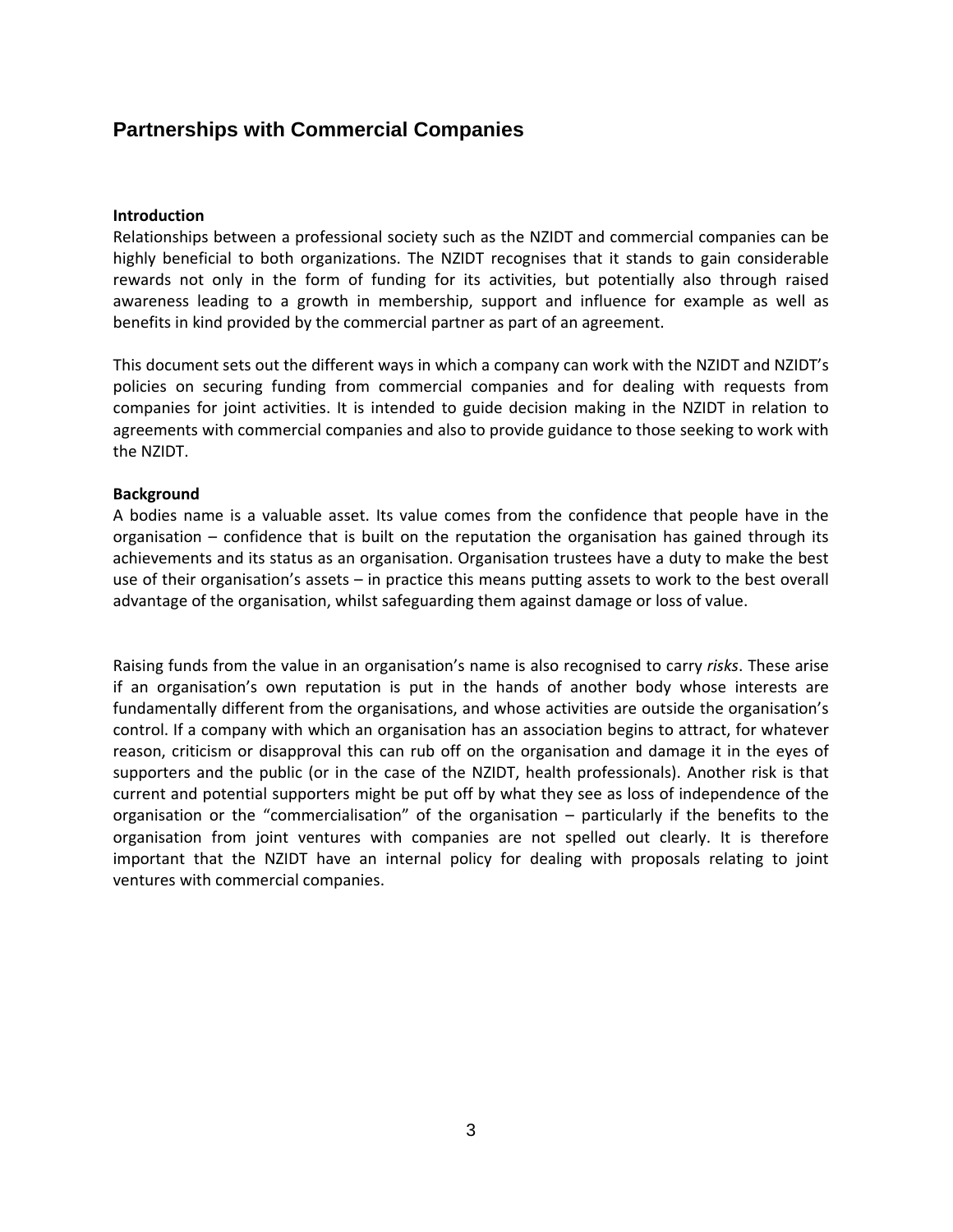## Partnerships with Commercial Companies

**Introduction**

Relationships between a professional society such as the NZIDT and commercial companies can be highly beneficial to both organizations. The NZIDT recognises that it stands to gain considerable rewards not only in the form of funding for its activities, but potentially also through raised awareness leading to a growth in membership, support and influence for example as well as benefits in kind provided by the commercial partner as part of an agreement.

This document sets out the different ways in which a company can work with the NZIDT and NZIDT's policies on securing funding from commercial companies and for dealing with requests from companies for joint activities. It is intended to guide decision making in the NZIDT in relation to agreements with commercial companies and also to provide guidance to those seeking to work with the NZIDT.

**Background**

A bodies name is a valuable asset. Its value comes from the confidence that people have in the organisation – confidence that is built on the reputation the organisation has gained through its achievements and its status as an organisation. Organisation trustees have a duty to make the best use of their organisation's assets – in practice this means putting assets to work to the best overall advantage of the organisation, whilst safeguarding them against damage or loss of value.

Raising funds from the value in an organisation's name is also recognised to carry *risks*. These arise if an organisation's own reputation is put in the hands of another body whose interests are fundamentally different from the organisations, and whose activities are outside the organisation's control. If a company with which an organisation has an association begins to attract, for whatever reason, criticism or disapproval this can rub off on the organisation and damage it in the eyes of supporters and the public (or in the case of the NZIDT, health professionals). Another risk is that current and potential supporters might be put off by what they see as loss of independence of the organisation or the "commercialisation" of the organisation – particularly if the benefits to the organisation from joint ventures with companies are not spelled out clearly. It is therefore important that the NZIDT have an internal policy for dealing with proposals relating to joint ventures with commercial companies.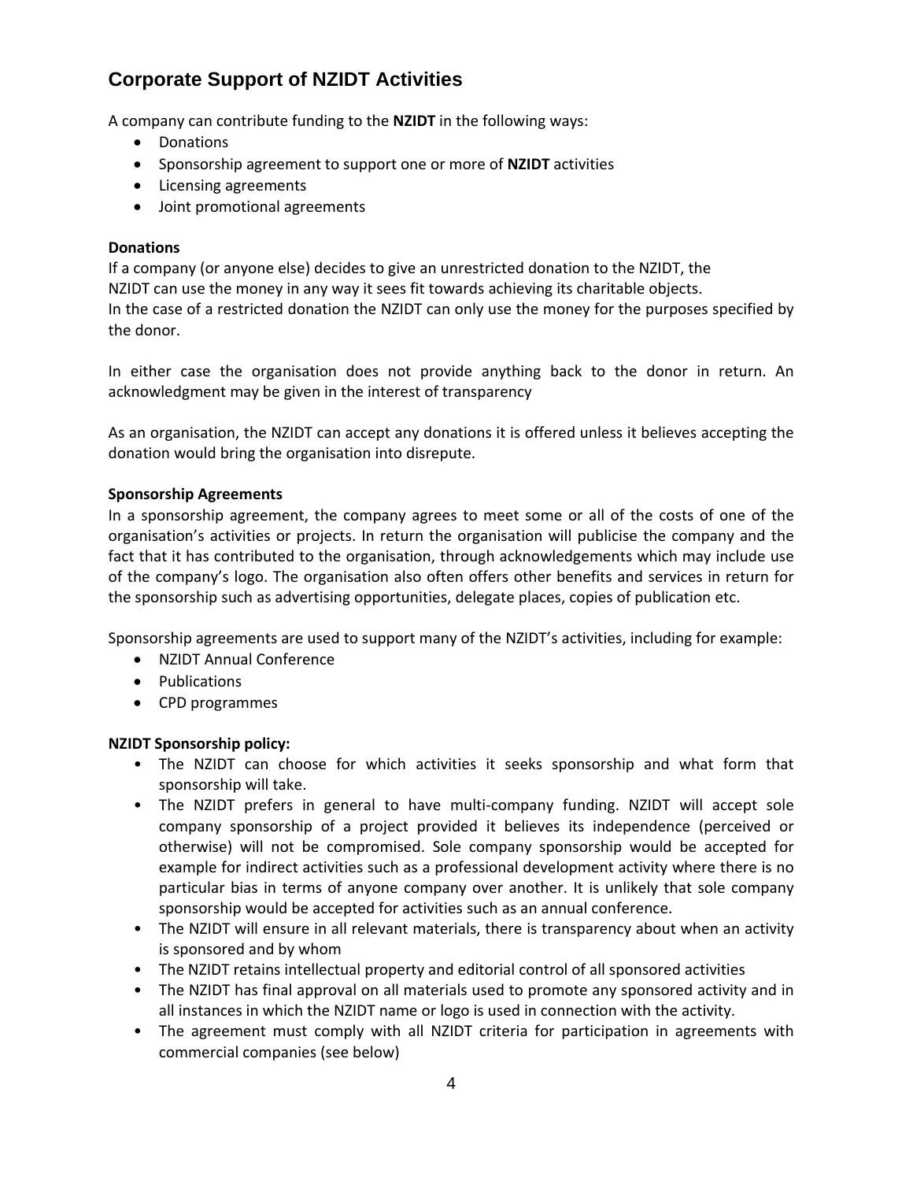## Corporate Support of NZIDT Activities

A company can contribute funding to the **NZIDT** in the following ways:

- Donations
- Sponsorship agreement to support one or more of **NZIDT** activities
- Licensing agreements
- Joint promotional agreements

**Donations**

If a company (or anyone else) decides to give an unrestricted donation to the NZIDT, the NZIDT can use the money in any way it sees fit towards achieving its charitable objects. In the case of a restricted donation the NZIDT can only use the money for the purposes specified by the donor.

In either case the organisation does not provide anything back to the donor in return. An acknowledgment may be given in the interest of transparency

As an organisation, the NZIDT can accept any donations it is offered unless it believes accepting the donation would bring the organisation into disrepute.

**Sponsorship Agreements**

In a sponsorship agreement, the company agrees to meet some or all of the costs of one of the organisation's activities or projects. In return the organisation will publicise the company and the fact that it has contributed to the organisation, through acknowledgements which may include use of the company's logo. The organisation also often offers other benefits and services in return for the sponsorship such as advertising opportunities, delegate places, copies of publication etc.

Sponsorship agreements are used to support many of the NZIDT's activities, including for example:

- NZIDT Annual Conference
- Publications
- CPD programmes

**NZIDT Sponsorship policy:**

- The NZIDT can choose for which activities it seeks sponsorship and what form that sponsorship will take.
- The NZIDT prefers in general to have multi-company funding. NZIDT will accept sole company sponsorship of a project provided it believes its independence (perceived or otherwise) will not be compromised. Sole company sponsorship would be accepted for example for indirect activities such as a professional development activity where there is no particular bias in terms of anyone company over another. It is unlikely that sole company sponsorship would be accepted for activities such as an annual conference.
- The NZIDT will ensure in all relevant materials, there is transparency about when an activity is sponsored and by whom
- The NZIDT retains intellectual property and editorial control of all sponsored activities
- The NZIDT has final approval on all materials used to promote any sponsored activity and in all instances in which the NZIDT name or logo is used in connection with the activity.
- The agreement must comply with all NZIDT criteria for participation in agreements with commercial companies (see below)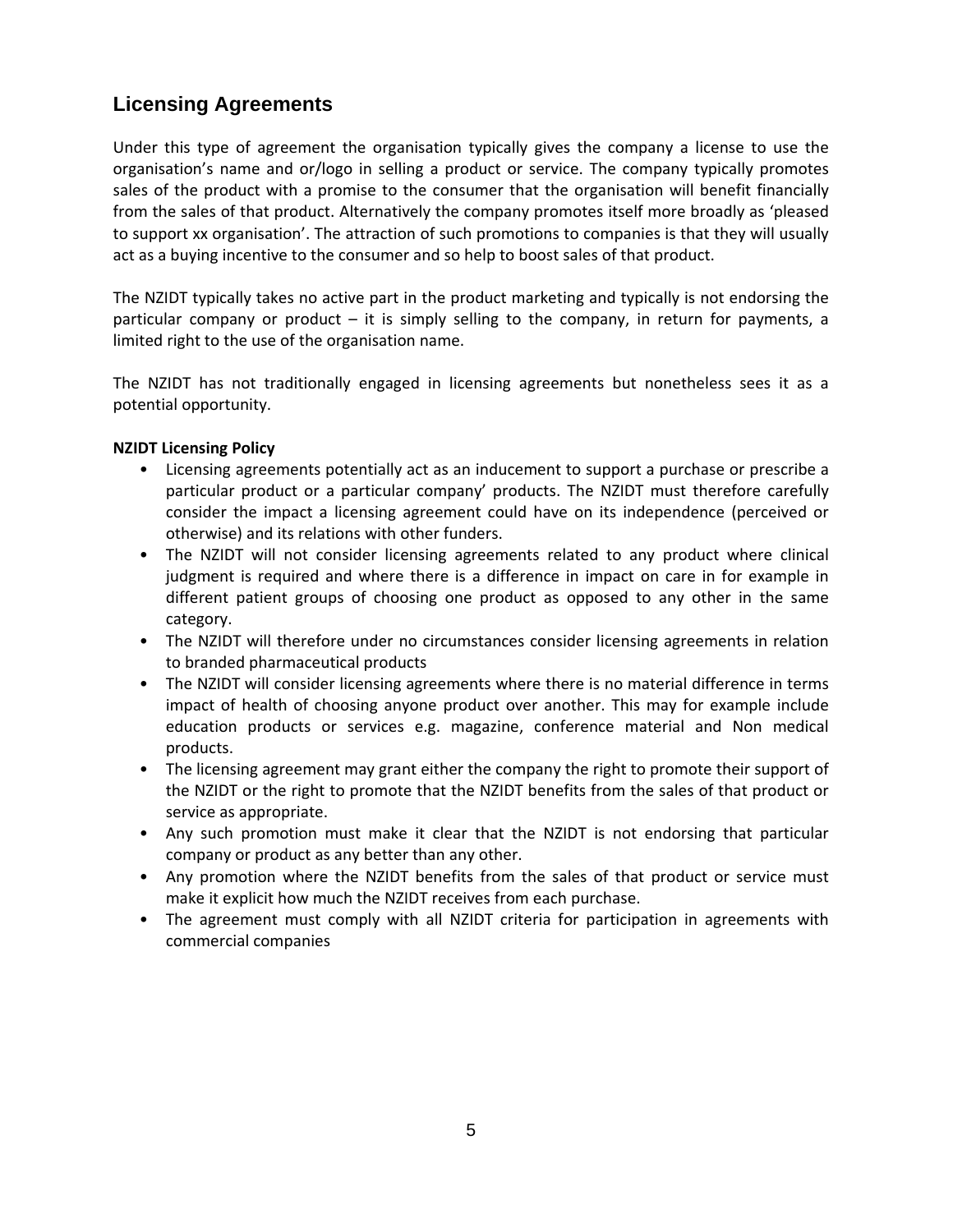## Licensing Agreements

Under this type of agreement the organisation typically gives the company a license to use the organisation's name and or/logo in selling a product or service. The company typically promotes sales of the product with a promise to the consumer that the organisation will benefit financially from the sales of that product. Alternatively the company promotes itself more broadly as 'pleased to support xx organisation'. The attraction of such promotions to companies is that they will usually act as a buying incentive to the consumer and so help to boost sales of that product.

The NZIDT typically takes no active part in the product marketing and typically is not endorsing the particular company or product – it is simply selling to the company, in return for payments, a limited right to the use of the organisation name.

The NZIDT has not traditionally engaged in licensing agreements but nonetheless sees it as a potential opportunity.

**NZIDT Licensing Policy**

- Licensing agreements potentially act as an inducement to support a purchase or prescribe a particular product or a particular company' products. The NZIDT must therefore carefully consider the impact a licensing agreement could have on its independence (perceived or otherwise) and its relations with other funders.
- The NZIDT will not consider licensing agreements related to any product where clinical judgment is required and where there is a difference in impact on care in for example in different patient groups of choosing one product as opposed to any other in the same category.
- The NZIDT will therefore under no circumstances consider licensing agreements in relation to branded pharmaceutical products
- The NZIDT will consider licensing agreements where there is no material difference in terms impact of health of choosing anyone product over another. This may for example include education products or services e.g. magazine, conference material and Non medical products.
- The licensing agreement may grant either the company the right to promote their support of the NZIDT or the right to promote that the NZIDT benefits from the sales of that product or service as appropriate.
- Any such promotion must make it clear that the NZIDT is not endorsing that particular company or product as any better than any other.
- Any promotion where the NZIDT benefits from the sales of that product or service must make it explicit how much the NZIDT receives from each purchase.
- The agreement must comply with all NZIDT criteria for participation in agreements with commercial companies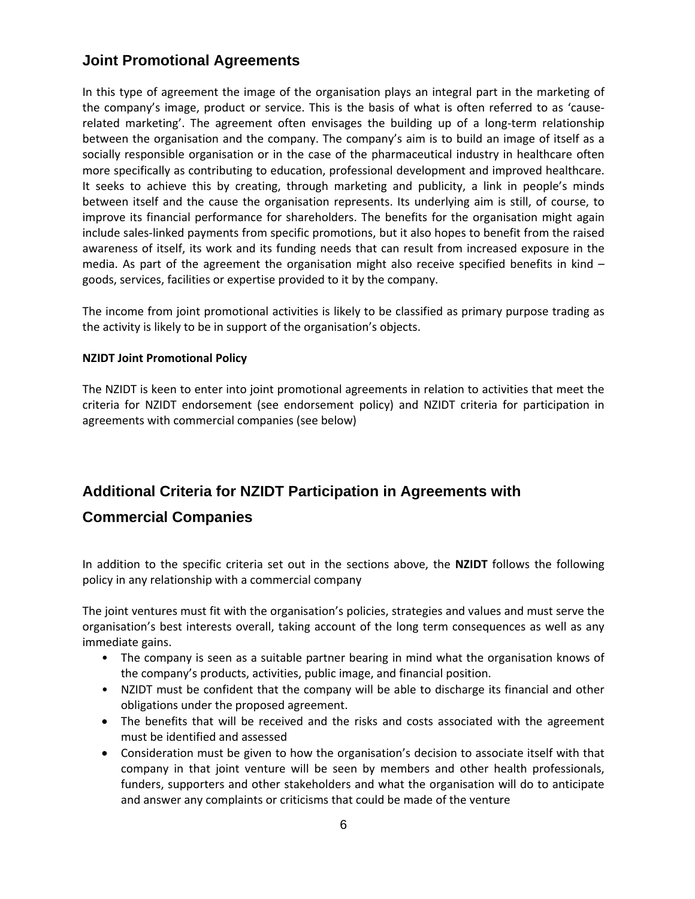## Joint Promotional Agreements

In this type of agreement the image of the organisation plays an integral part in the marketing of the company's image, product or service. This is the basis of what is often referred to as 'cause-related marketing'. The agreement often envisages the building up of a long-term relationship between the organisation and the company. The company's aim is to build an image of itself as a socially responsible organisation or in the case of the pharmaceutical industry in healthcare often more specifically as contributing to education, professional development and improved healthcare. It seeks to achieve this by creating, through marketing and publicity, a link in people's minds between itself and the cause the organisation represents. Its underlying aim is still, of course, to improve its financial performance for shareholders. The benefits for the organisation might again include sales-linked payments from specific promotions, but it also hopes to benefit from the raised awareness of itself, its work and its funding needs that can result from increased exposure in the media. As part of the agreement the organisation might also receive specified benefits in kind – goods, services, facilities or expertise provided to it by the company.

The income from joint promotional activities is likely to be classified as primary purpose trading as the activity is likely to be in support of the organisation's objects.

**NZIDT Joint Promotional Policy**

The NZIDT is keen to enter into joint promotional agreements in relation to activities that meet the criteria for NZIDT endorsement (see endorsement policy) and NZIDT criteria for participation in agreements with commercial companies (see below)

## Additional Criteria for NZIDT Participation in Agreements with Commercial Companies

In addition to the specific criteria set out in the sections above, the **NZIDT** follows the following policy in any relationship with a commercial company

The joint ventures must fit with the organisation's policies, strategies and values and must serve the organisation's best interests overall, taking account of the long term consequences as well as any immediate gains.

- The company is seen as a suitable partner bearing in mind what the organisation knows of the company's products, activities, public image, and financial position.
- NZIDT must be confident that the company will be able to discharge its financial and other obligations under the proposed agreement.
- The benefits that will be received and the risks and costs associated with the agreement must be identified and assessed
- Consideration must be given to how the organisation's decision to associate itself with that company in that joint venture will be seen by members and other health professionals, funders, supporters and other stakeholders and what the organisation will do to anticipate and answer any complaints or criticisms that could be made of the venture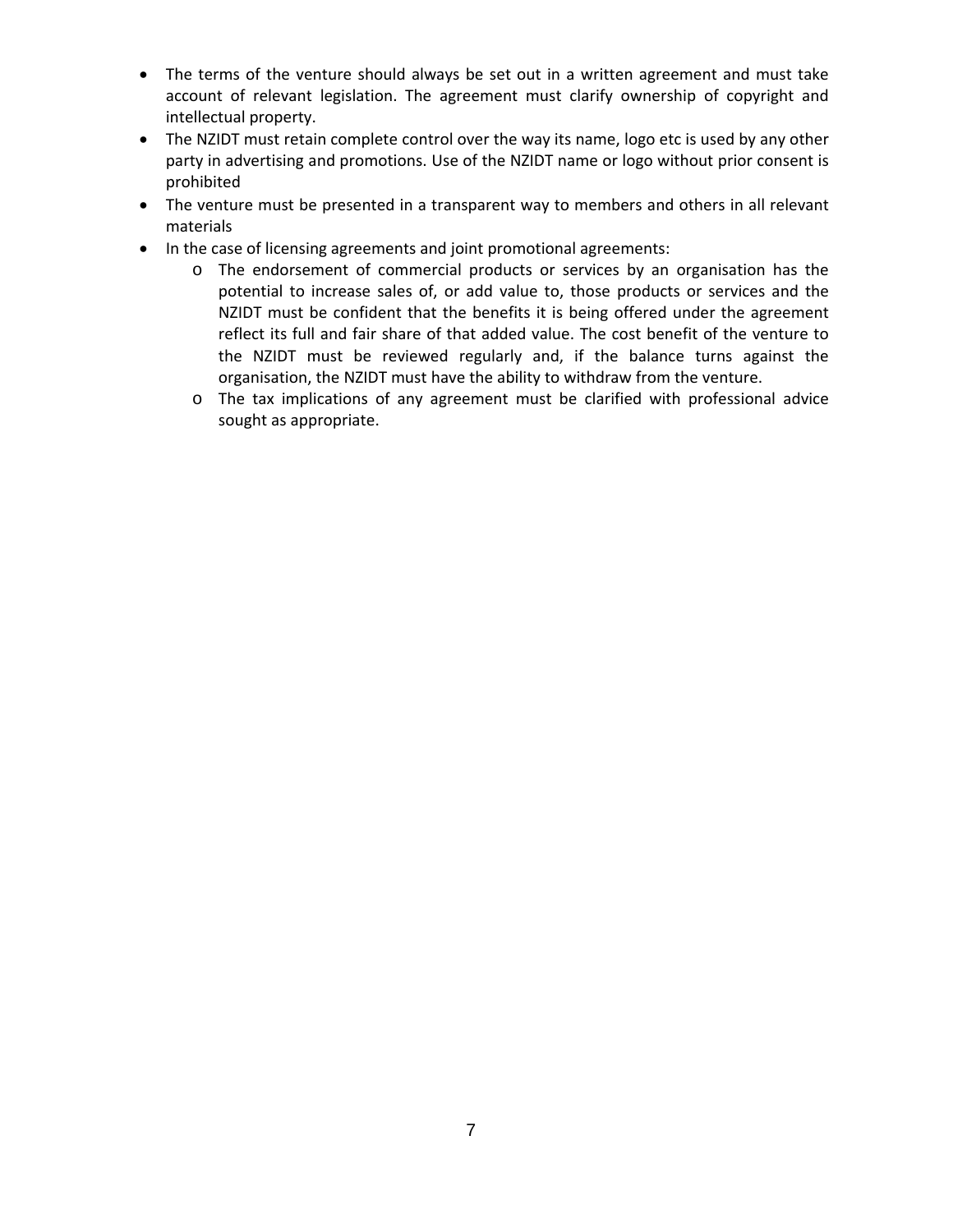- The terms of the venture should always be set out in a written agreement and must take account of relevant legislation. The agreement must clarify ownership of copyright and intellectual property.
- The NZIDT must retain complete control over the way its name, logo etc is used by any other party in advertising and promotions. Use of the NZIDT name or logo without prior consent is prohibited
- The venture must be presented in a transparent way to members and others in all relevant materials
- In the case of licensing agreements and joint promotional agreements:
  - The endorsement of commercial products or services by an organisation has the potential to increase sales of, or add value to, those products or services and the NZIDT must be confident that the benefits it is being offered under the agreement reflect its full and fair share of that added value. The cost benefit of the venture to the NZIDT must be reviewed regularly and, if the balance turns against the organisation, the NZIDT must have the ability to withdraw from the venture.
  - The tax implications of any agreement must be clarified with professional advice sought as appropriate.